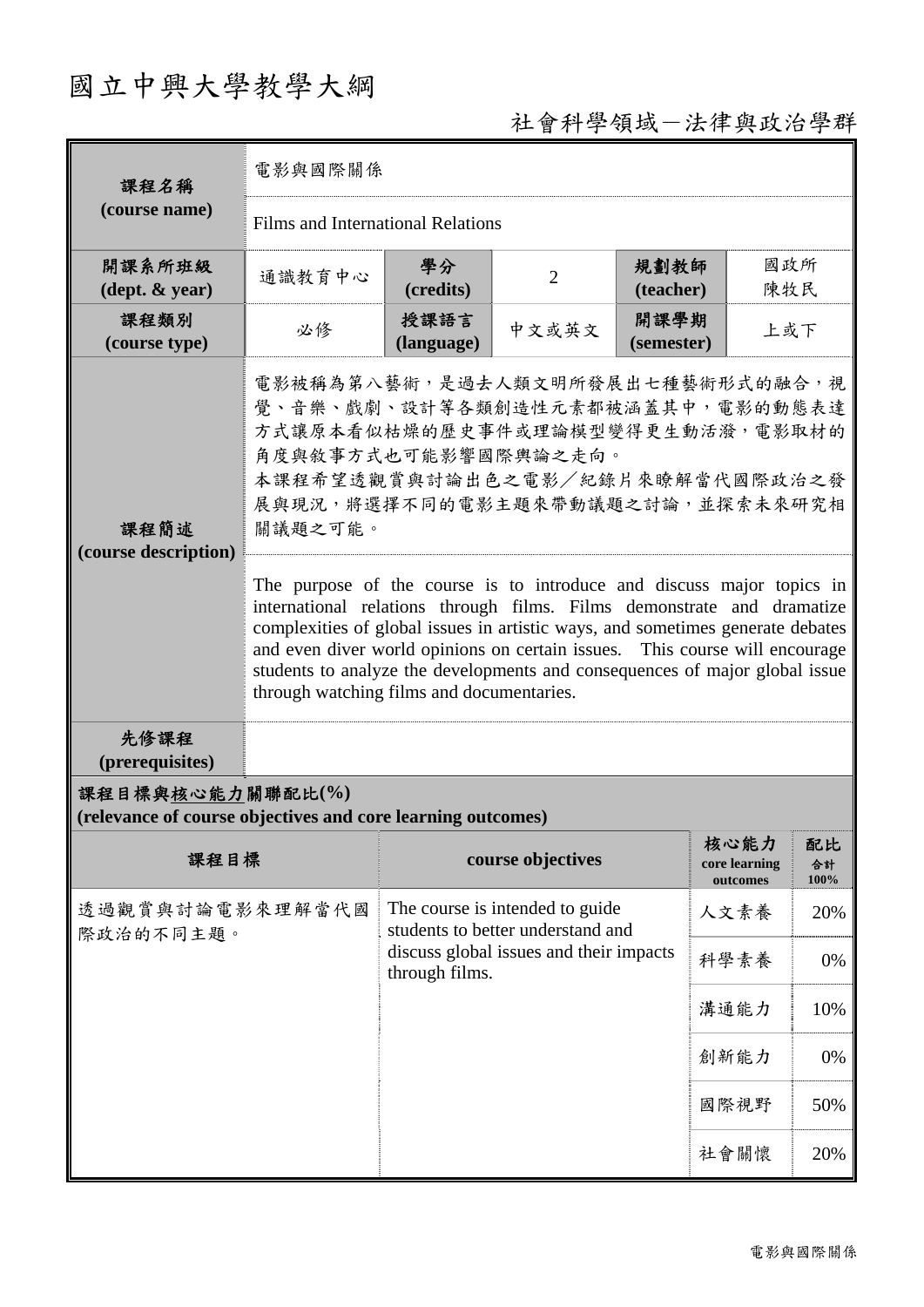# 國立中興大學教學大綱

## 社會科學領域－法律與政治學群

| 課程名稱 (course name) | 電影與國際關係 | | | | |
|---|---|---|---|---|---|
| | Films and International Relations | | | | |
| 開課系所班級 (dept. & year) | 通識教育中心 | 學分 (credits) | 2 | 規劃教師 (teacher) | 國政所 陳牧民 |
| 課程類別 (course type) | 必修 | 授課語言 (language) | 中文或英文 | 開課學期 (semester) | 上或下 |
| 課程簡述 (course description) | 電影被稱為第八藝術，是過去人類文明所發展出七種藝術形式的融合，視覺、音樂、戲劇、設計等各類創造性元素都被涵蓋其中，電影的動態表達方式讓原本看似枯燥的歷史事件或理論模型變得更生動活潑，電影取材的角度與敘事方式也可能影響國際輿論之走向。<br>本課程希望透觀賞與討論出色之電影／紀錄片來瞭解當代國際政治之發展與現況，將選擇不同的電影主題來帶動議題之討論，並探索未來研究相關議題之可能。 | | | | |
| | The purpose of the course is to introduce and discuss major topics in international relations through films. Films demonstrate and dramatize complexities of global issues in artistic ways, and sometimes generate debates and even diver world opinions on certain issues. This course will encourage students to analyze the developments and consequences of major global issue through watching films and documentaries. | | | | |
| 先修課程 (prerequisites) | | | | | |

**課程目標與核心能力關聯配比(%)**
**(relevance of course objectives and core learning outcomes)**

| 課程目標 | course objectives | 核心能力 core learning outcomes | 配比 合計 100% |
|---|---|---|---|
| 透過觀賞與討論電影來理解當代國際政治的不同主題。 | The course is intended to guide students to better understand and discuss global issues and their impacts through films. | 人文素養 | 20% |
| | | 科學素養 | 0% |
| | | 溝通能力 | 10% |
| | | 創新能力 | 0% |
| | | 國際視野 | 50% |
| | | 社會關懷 | 20% |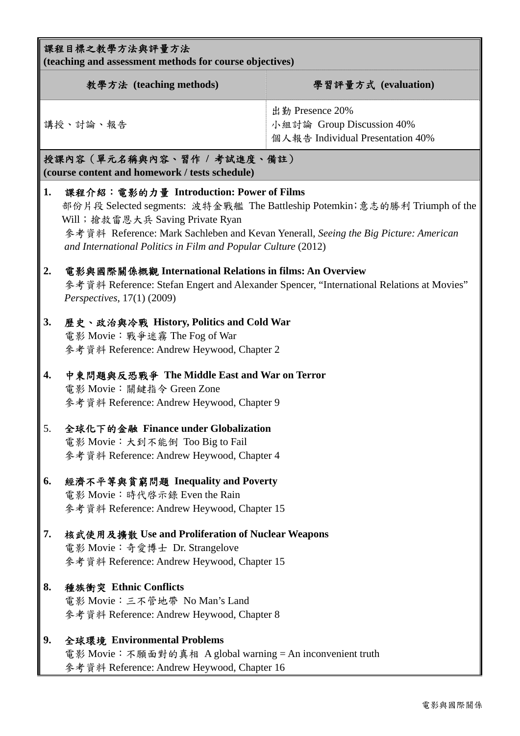## 課程目標之教學方法與評量方法
**(teaching and assessment methods for course objectives)**

| 教學方法 (teaching methods) | 學習評量方式 (evaluation) |
|---|---|
| 講授、討論、報告 | 出勤 Presence 20%<br>小組討論 Group Discussion 40%<br>個人報告 Individual Presentation 40% |

## 授課內容（單元名稱與內容、習作 / 考試進度、備註）
**(course content and homework / tests schedule)**

**1. 課程介紹：電影的力量 Introduction: Power of Films**

部份片段 Selected segments: 波特金戰艦 The Battleship Potemkin;意志的勝利 Triumph of the Will；搶救雷恩大兵 Saving Private Ryan

參考資料 Reference: Mark Sachleben and Kevan Yenerall, *Seeing the Big Picture: American and International Politics in Film and Popular Culture* (2012)

**2. 電影與國際關係概觀 International Relations in films: An Overview**

參考資料 Reference: Stefan Engert and Alexander Spencer, "International Relations at Movies" *Perspectives*, 17(1) (2009)

**3. 歷史、政治與冷戰 History, Politics and Cold War**

電影 Movie：戰爭迷霧 The Fog of War

參考資料 Reference: Andrew Heywood, Chapter 2

**4. 中東問題與反恐戰爭 The Middle East and War on Terror**

電影 Movie：關鍵指令 Green Zone

參考資料 Reference: Andrew Heywood, Chapter 9

5. **全球化下的金融 Finance under Globalization**

電影 Movie：大到不能倒 Too Big to Fail

參考資料 Reference: Andrew Heywood, Chapter 4

**6. 經濟不平等與貧窮問題 Inequality and Poverty**

電影 Movie：時代啓示錄 Even the Rain

參考資料 Reference: Andrew Heywood, Chapter 15

**7. 核武使用及擴散 Use and Proliferation of Nuclear Weapons**

電影 Movie：奇愛博士 Dr. Strangelove

參考資料 Reference: Andrew Heywood, Chapter 15

**8. 種族衝突 Ethnic Conflicts**

電影 Movie：三不管地帶 No Man's Land

參考資料 Reference: Andrew Heywood, Chapter 8

**9. 全球環境 Environmental Problems**

電影 Movie：不願面對的真相 A global warning = An inconvenient truth

參考資料 Reference: Andrew Heywood, Chapter 16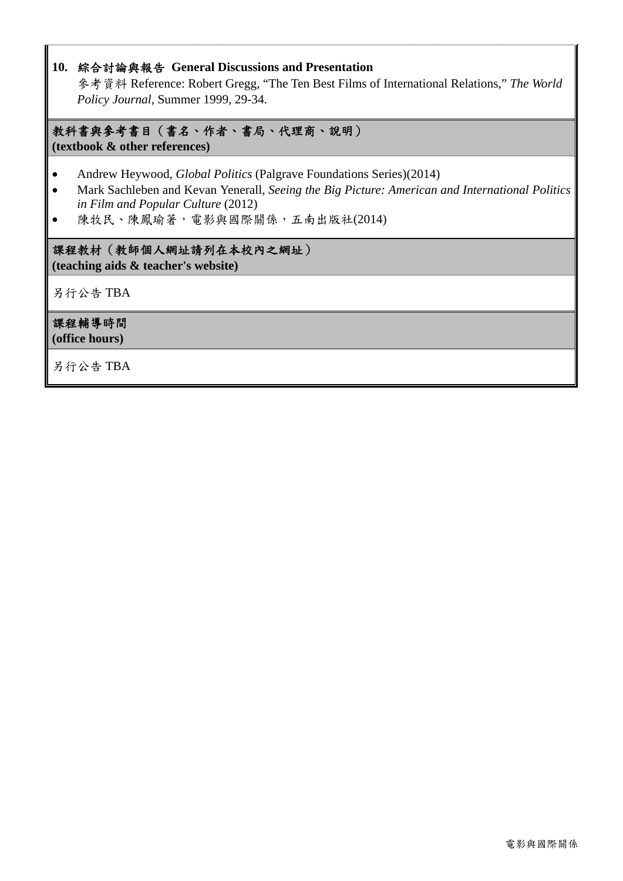**10. 綜合討論與報告 General Discussions and Presentation**

參考資料 Reference: Robert Gregg, “The Ten Best Films of International Relations,” *The World Policy Journal*, Summer 1999, 29-34.

**教科書與參考書目（書名、作者、書局、代理商、說明）**
**(textbook & other references)**

- Andrew Heywood, *Global Politics* (Palgrave Foundations Series)(2014)
- Mark Sachleben and Kevan Yenerall, *Seeing the Big Picture: American and International Politics in Film and Popular Culture* (2012)
- 陳牧民、陳鳳瑜著，電影與國際關係，五南出版社(2014)

**課程教材（教師個人網址請列在本校內之網址）**
**(teaching aids & teacher's website)**

另行公告 TBA

**課程輔導時間**
**(office hours)**

另行公告 TBA